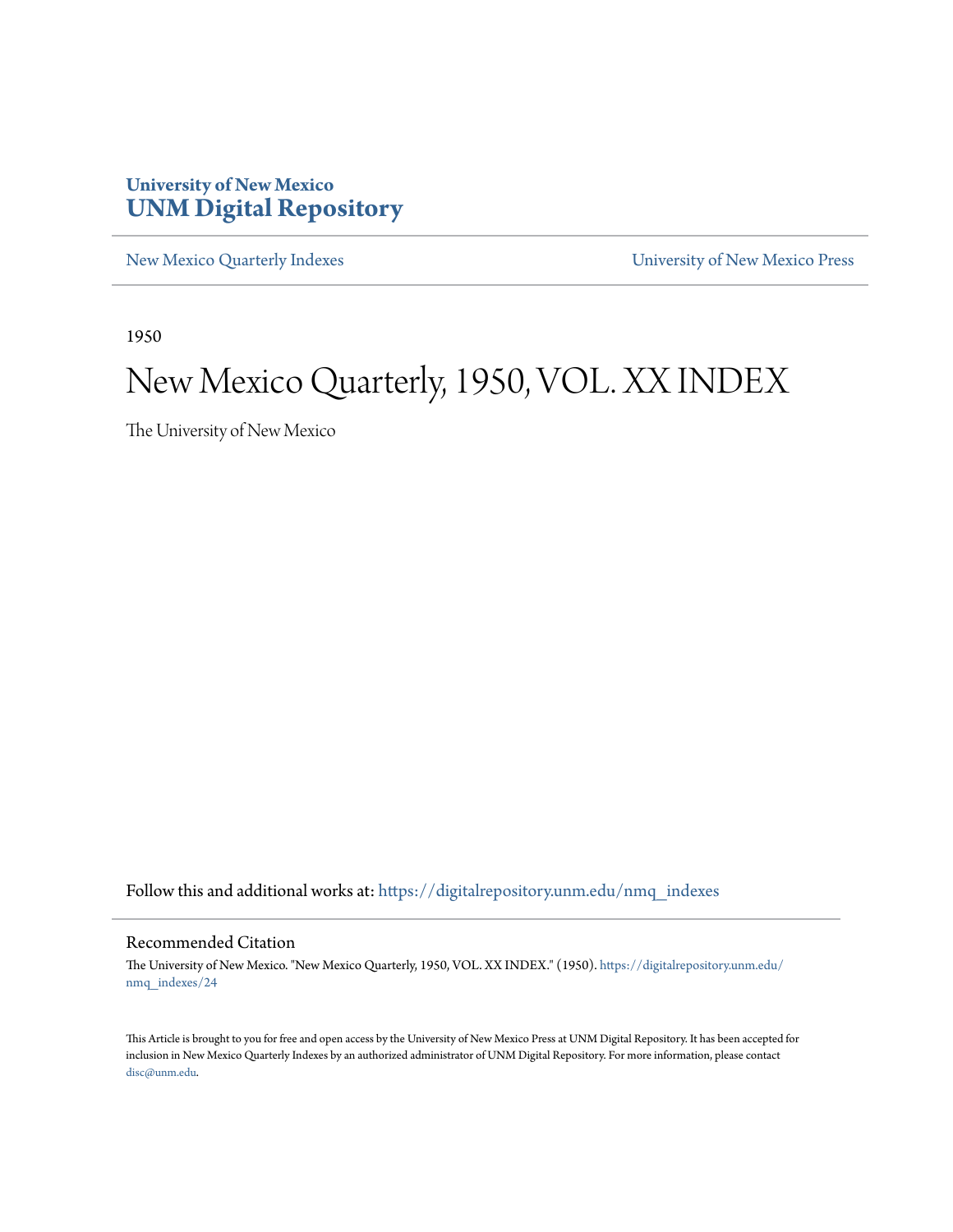**University of New Mexico**
**UNM Digital Repository**

New Mexico Quarterly Indexes | University of New Mexico Press

1950

# New Mexico Quarterly, 1950, VOL. XX INDEX

The University of New Mexico

Follow this and additional works at: https://digitalrepository.unm.edu/nmq_indexes

## Recommended Citation

The University of New Mexico. "New Mexico Quarterly, 1950, VOL. XX INDEX." (1950). https://digitalrepository.unm.edu/nmq_indexes/24

This Article is brought to you for free and open access by the University of New Mexico Press at UNM Digital Repository. It has been accepted for inclusion in New Mexico Quarterly Indexes by an authorized administrator of UNM Digital Repository. For more information, please contact disc@unm.edu.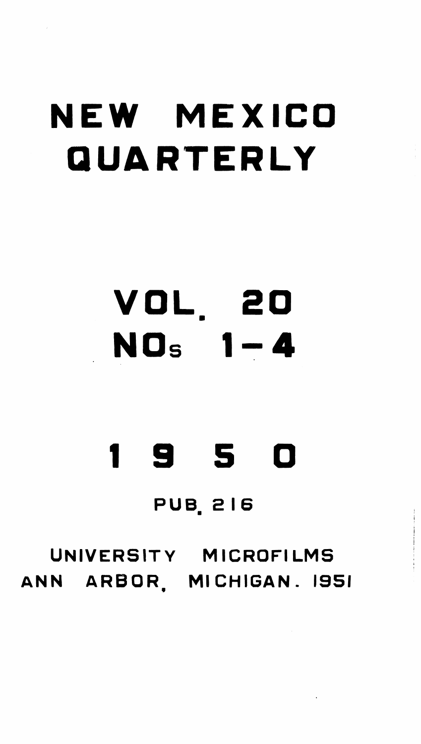# NEW MEXICO QUARTERLY

## VOL. 20

## NOs 1-4

## 1 9 5 0

PUB. 216

UNIVERSITY MICROFILMS
ANN ARBOR, MICHIGAN. 1951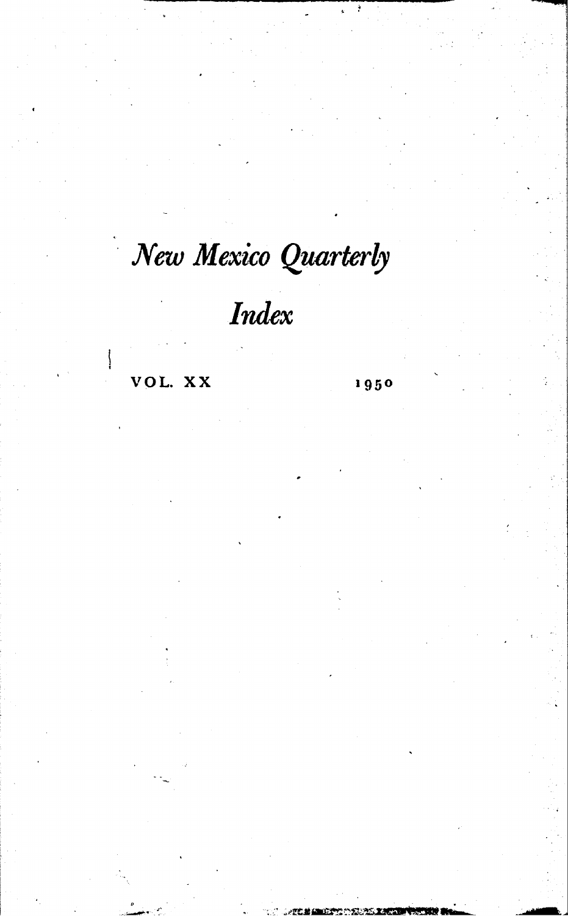# *New Mexico Quarterly*

## *Index*

VOL. XX 1950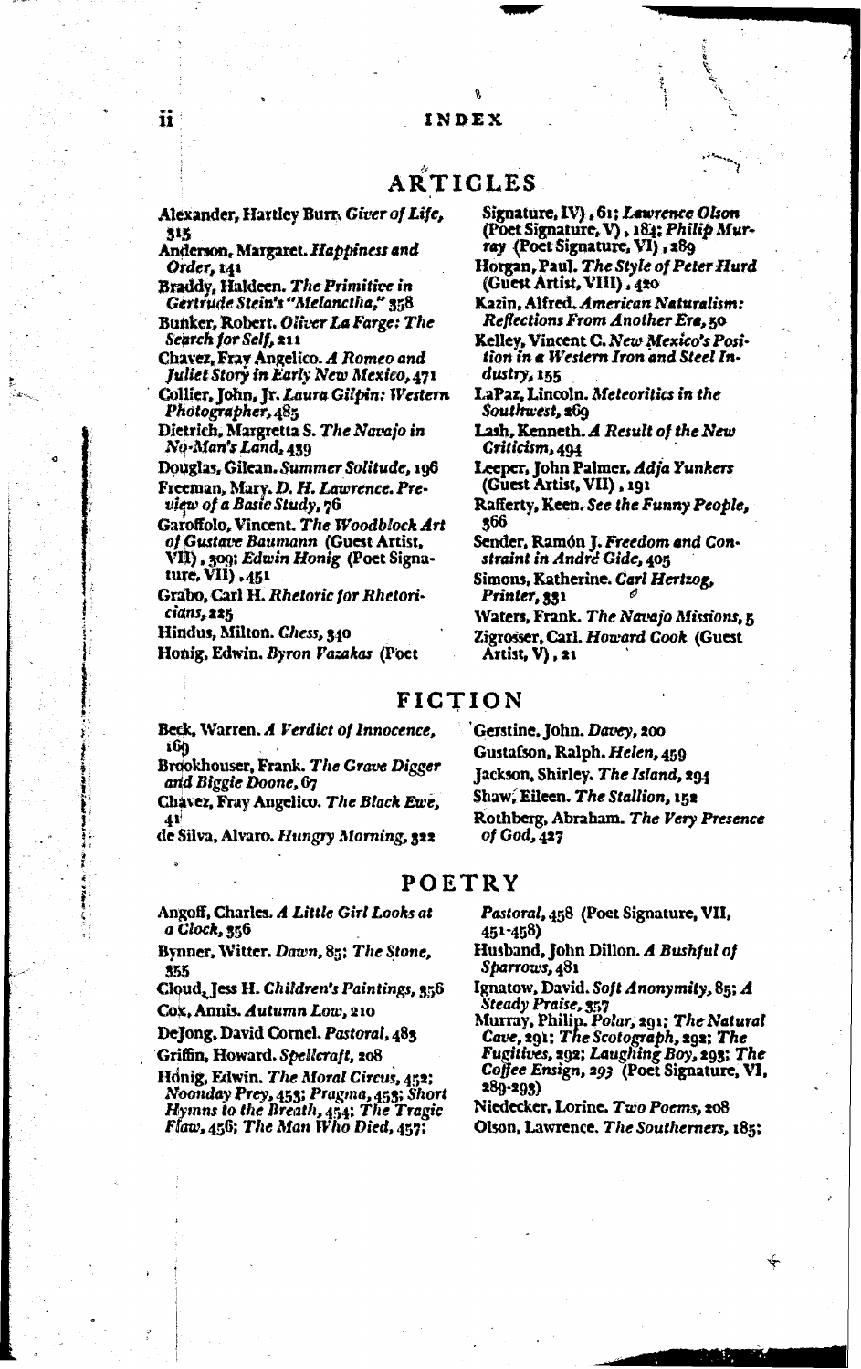# INDEX

## ARTICLES

Alexander, Hartley Burr. *Giver of Life,* 315

Anderson, Margaret. *Happiness and Order,* 141

Braddy, Haldeen. *The Primitive in Gertrude Stein's "Melanctha,"* 358

Bunker, Robert. *Oliver La Farge: The Search for Self,* 211

Chavez, Fray Angelico. *A Romeo and Juliet Story in Early New Mexico,* 471

Collier, John, Jr. *Laura Gilpin: Western Photographer,* 485

Dietrich, Margretta S. *The Navajo in No-Man's Land,* 439

Douglas, Gilean. *Summer Solitude,* 196

Freeman, Mary. *D. H. Lawrence. Preview of a Basic Study,* 76

Garoffolo, Vincent. *The Woodblock Art of Gustave Baumann* (Guest Artist, VII), 309; *Edwin Honig* (Poet Signature, VII), 451

Grabo, Carl H. *Rhetoric for Rhetoricians,* 225

Hindus, Milton. *Chess,* 340

Honig, Edwin. *Byron Vazakas* (Poet Signature, IV), 61; *Lawrence Olson* (Poet Signature, V), 184; *Philip Murray* (Poet Signature, VI), 289

Horgan, Paul. *The Style of Peter Hurd* (Guest Artist, VIII), 420

Kazin, Alfred. *American Naturalism: Reflections From Another Era,* 50

Kelley, Vincent C. *New Mexico's Position in a Western Iron and Steel Industry,* 155

LaPaz, Lincoln. *Meteoritics in the Southwest,* 269

Lash, Kenneth. *A Result of the New Criticism,* 494

Leeper, John Palmer. *Adja Yunkers* (Guest Artist, VII), 191

Rafferty, Keen. *See the Funny People,* 366

Sender, Ramón J. *Freedom and Constraint in André Gide,* 405

Simons, Katherine. *Carl Hertzog, Printer,* 331

Waters, Frank. *The Navajo Missions,* 5

Zigrosser, Carl. *Howard Cook* (Guest Artist, V), 21

## FICTION

Beck, Warren. *A Verdict of Innocence,* 169

Brookhouser, Frank. *The Grave Digger and Biggie Doone,* 67

Chavez, Fray Angelico. *The Black Ewe,* 41

de Silva, Alvaro. *Hungry Morning,* 322

Gerstine, John. *Davey,* 200

Gustafson, Ralph. *Helen,* 459

Jackson, Shirley. *The Island,* 294

Shaw, Eileen. *The Stallion,* 152

Rothberg, Abraham. *The Very Presence of God,* 427

## POETRY

Angoff, Charles. *A Little Girl Looks at a Clock,* 356

Bynner, Witter. *Dawn,* 85; *The Stone,* 355

Cloud, Jess H. *Children's Paintings,* 356

Cox, Annis. *Autumn Low,* 210

DeJong, David Cornel. *Pastoral,* 483

Griffin, Howard. *Spellcraft,* 208

Honig, Edwin. *The Moral Circus,* 452; *Noonday Prey,* 453; *Pragma,* 453; *Short Hymns to the Breath,* 454; *The Tragic Flaw,* 456; *The Man Who Died,* 457; *Pastoral,* 458 (Poet Signature, VII, 451-458)

Husband, John Dillon. *A Bushful of Sparrows,* 481

Ignatow, David. *Soft Anonymity,* 85; *A Steady Praise,* 357

Murray, Philip. *Polar,* 291; *The Natural Cave,* 291; *The Scotograph,* 292; *The Fugitives,* 292; *Laughing Boy,* 293; *The Coffee Ensign,* 293 (Poet Signature, VI, 289-293)

Niedecker, Lorine. *Two Poems,* 208

Olson, Lawrence. *The Southerners,* 185;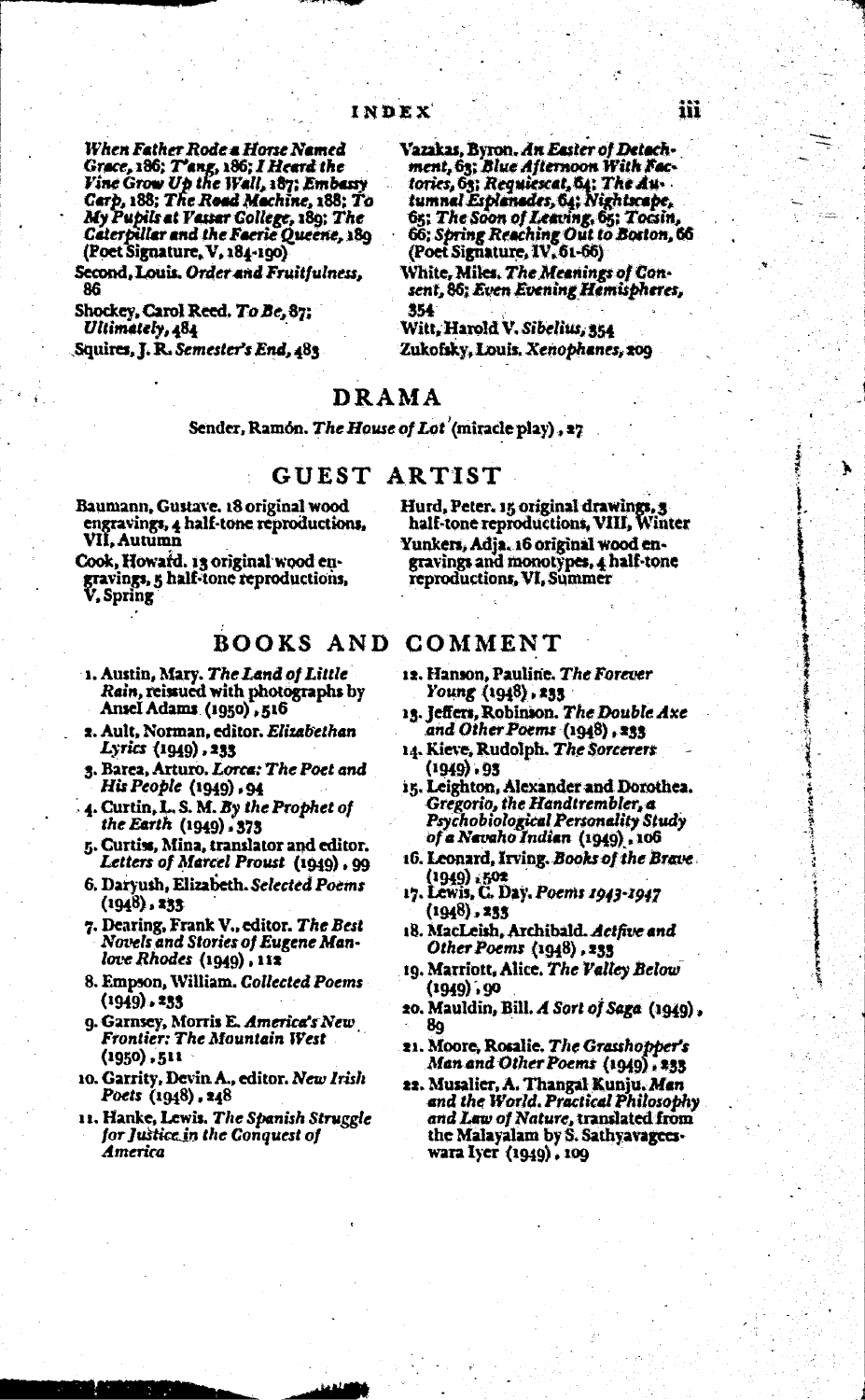*When Father Rode a Horse Named Grace*, 186; *T'ang*, 186; *I Heard the Vine Grow Up the Wall*, 187; *Embassy Carp*, 188; *The Road Machine*, 188; *To My Pupils at Vassar College*, 189; *The Caterpillar and the Faerie Queene*, 189 (Poet Signature, V, 184-190)

Second, Louis. *Order and Fruitfulness*, 86

Shockey, Carol Reed. *To Be*, 87; *Ultimately*, 484

Squires, J. R. *Semester's End*, 483

Vazakas, Byron. *An Easter of Detachment*, 63; *Blue Afternoon With Factories*, 63; *Requiescat*, 64; *The Autumnal Esplanades*, 64; *Nightscape*, 65; *The Soon of Leaving*, 65; *Tocsin*, 66; *Spring Reaching Out to Boston*, 66 (Poet Signature, IV, 61-66)

White, Miles. *The Meanings of Consent*, 86; *Even Evening Hemispheres*, 354

Witt, Harold V. *Sibelius*, 354

Zukofsky, Louis. *Xenophanes*, 209

## DRAMA

Sender, Ramón. *The House of Lot* (miracle play), 27

## GUEST ARTIST

Baumann, Gustave. 18 original wood engravings, 4 half-tone reproductions, VII, Autumn

Cook, Howard. 13 original wood engravings, 5 half-tone reproductions, V, Spring

Hurd, Peter. 15 original drawings, 3 half-tone reproductions, VIII, Winter

Yunkers, Adja. 16 original wood engravings and monotypes, 4 half-tone reproductions, VI, Summer

## BOOKS AND COMMENT

1. Austin, Mary. *The Land of Little Rain*, reissued with photographs by Ansel Adams (1950), 516
2. Ault, Norman, editor. *Elizabethan Lyrics* (1949), 233
3. Barea, Arturo. *Lorca: The Poet and His People* (1949), 94
4. Curtin, L. S. M. *By the Prophet of the Earth* (1949), 373
5. Curtiss, Mina, translator and editor. *Letters of Marcel Proust* (1949), 99
6. Daryush, Elizabeth. *Selected Poems* (1948), 233
7. Dearing, Frank V., editor. *The Best Novels and Stories of Eugene Manlove Rhodes* (1949), 112
8. Empson, William. *Collected Poems* (1949), 233
9. Garnsey, Morris E. *America's New Frontier: The Mountain West* (1950), 511
10. Garrity, Devin A., editor. *New Irish Poets* (1948), 248
11. Hanke, Lewis. *The Spanish Struggle for Justice in the Conquest of America*
12. Hanson, Pauline. *The Forever Young* (1948), 233
13. Jeffers, Robinson. *The Double Axe and Other Poems* (1948), 233
14. Kieve, Rudolph. *The Sorcerers* (1949), 93
15. Leighton, Alexander and Dorothea. *Gregorio, the Handtrembler, a Psychobiological Personality Study of a Navaho Indian* (1949), 106
16. Leonard, Irving. *Books of the Brave* (1949), 502
17. Lewis, C. Day. *Poems 1943-1947* (1948), 233
18. MacLeish, Archibald. *Actfive and Other Poems* (1948), 233
19. Marriott, Alice. *The Valley Below* (1949), 90
20. Mauldin, Bill. *A Sort of Saga* (1949), 89
21. Moore, Rosalie. *The Grasshopper's Man and Other Poems* (1949), 233
22. Musalier, A. Thangal Kunju. *Man and the World. Practical Philosophy and Law of Nature*, translated from the Malayalam by S. Sathyavageeswara Iyer (1949), 109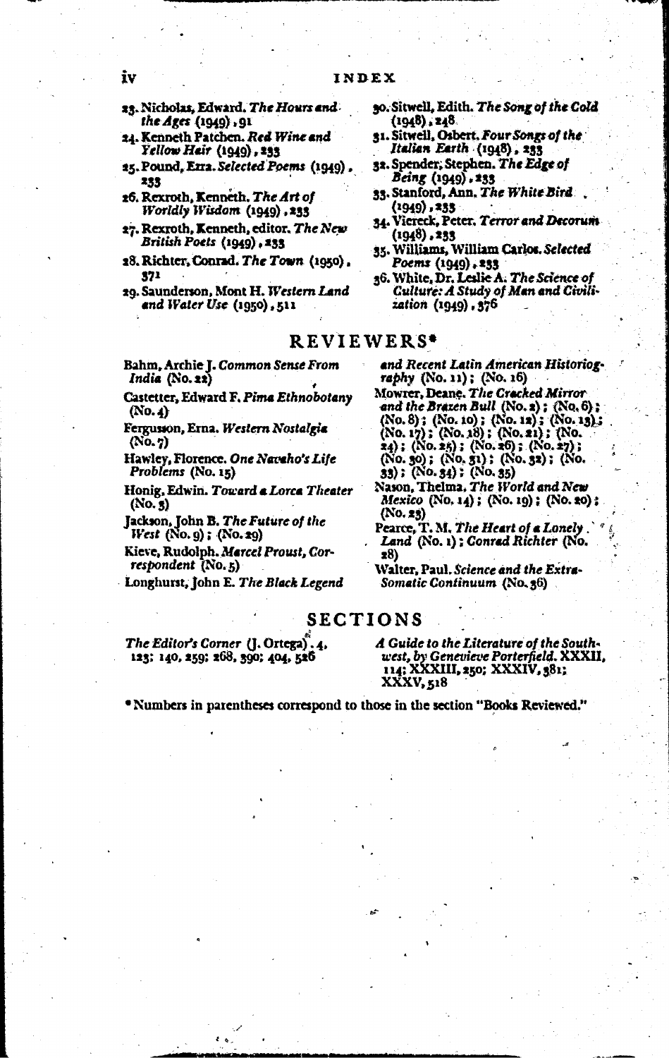23. Nicholas, Edward. *The Hours and the Ages* (1949), 91

24. Kenneth Patchen. *Red Wine and Yellow Hair* (1949), 233

25. Pound, Ezra. *Selected Poems* (1949), 233

26. Rexroth, Kenneth. *The Art of Worldly Wisdom* (1949), 233

27. Rexroth, Kenneth, editor. *The New British Poets* (1949), 233

28. Richter, Conrad. *The Town* (1950), 371

29. Saunderson, Mont H. *Western Land and Water Use* (1950), 511

30. Sitwell, Edith. *The Song of the Cold* (1948), 248

31. Sitwell, Osbert. *Four Songs of the Italian Earth* (1948), 233

32. Spender, Stephen. *The Edge of Being* (1949), 233

33. Stanford, Ann. *The White Bird* (1949), 233

34. Viereck, Peter. *Terror and Decorum* (1948), 233

35. Williams, William Carlos. *Selected Poems* (1949), 233

36. White, Dr. Leslie A. *The Science of Culture: A Study of Man and Civilization* (1949), 376

## REVIEWERS*

Bahm, Archie J. *Common Sense From India* (No. 22)

Castetter, Edward F. *Pima Ethnobotany* (No. 4)

Fergusson, Erna. *Western Nostalgia* (No. 7)

Hawley, Florence. *One Navaho's Life Problems* (No. 15)

Honig, Edwin. *Toward a Lorca Theater* (No. 3)

Jackson, John B. *The Future of the West* (No. 9); (No. 29)

Kieve, Rudolph. *Marcel Proust, Correspondent* (No. 5)

Longhurst, John E. *The Black Legend and Recent Latin American Historiography* (No. 11); (No. 16)

Mowrer, Deane. *The Cracked Mirror and the Brazen Bull* (No. 2); (No. 6); (No. 8); (No. 10); (No. 12); (No. 13); (No. 17); (No. 18); (No. 21); (No. 24); (No. 25); (No. 26); (No. 27); (No. 30); (No. 31); (No. 32); (No. 33); (No. 34); (No. 35)

Nason, Thelma. *The World and New Mexico* (No. 14); (No. 19); (No. 20); (No. 23)

Pearce, T. M. *The Heart of a Lonely Land* (No. 1); *Conrad Richter* (No. 28)

Walter, Paul. *Science and the Extra-Somatic Continuum* (No. 36)

## SECTIONS

*The Editor's Corner* (J. Ortega). 4, 123; 140, 259; 268, 390; 404, 526

*A Guide to the Literature of the Southwest, by Genevieve Porterfield.* XXXII, 114; XXXIII, 250; XXXIV, 381; XXXV, 518

*Numbers in parentheses correspond to those in the section "Books Reviewed."